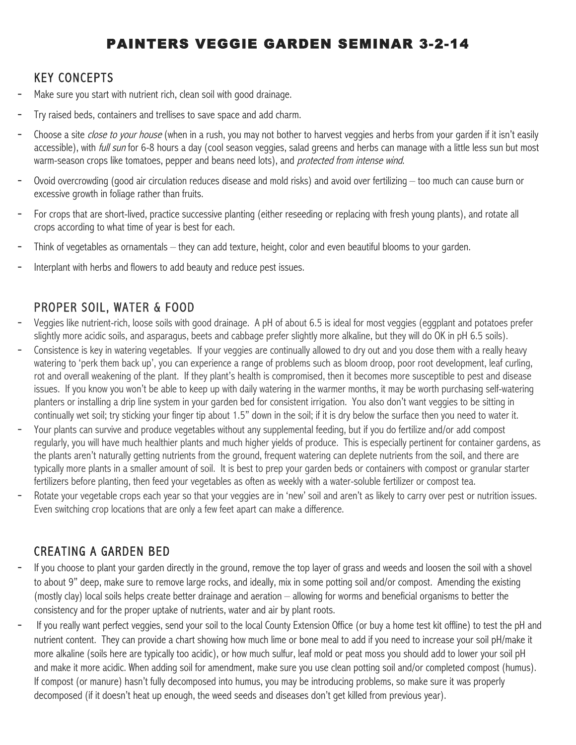# PAINTERS VEGGIE GARDEN SEMINAR 3-2-14

## KEY CONCEPTS

- Make sure you start with nutrient rich, clean soil with good drainage.
- Try raised beds, containers and trellises to save space and add charm.
- Choose a site *close to your house* (when in a rush, you may not bother to harvest veggies and herbs from your garden if it isn't easily accessible), with *full sun* for 6-8 hours a day (cool season veggies, salad greens and herbs can manage with a little less sun but most warm-season crops like tomatoes, pepper and beans need lots), and *protected from intense wind*.
- Ovoid overcrowding (good air circulation reduces disease and mold risks) and avoid over fertilizing – too much can cause burn or excessive growth in foliage rather than fruits.
- For crops that are short-lived, practice successive planting (either reseeding or replacing with fresh young plants), and rotate all crops according to what time of year is best for each.
- Think of vegetables as ornamentals – they can add texture, height, color and even beautiful blooms to your garden.
- Interplant with herbs and flowers to add beauty and reduce pest issues.

## PROPER SOIL, WATER & FOOD

- Veggies like nutrient-rich, loose soils with good drainage. A pH of about 6.5 is ideal for most veggies (eggplant and potatoes prefer slightly more acidic soils, and asparagus, beets and cabbage prefer slightly more alkaline, but they will do OK in pH 6.5 soils).
- Consistence is key in watering vegetables. If your veggies are continually allowed to dry out and you dose them with a really heavy watering to 'perk them back up', you can experience a range of problems such as bloom droop, poor root development, leaf curling, rot and overall weakening of the plant. If they plant's health is compromised, then it becomes more susceptible to pest and disease issues. If you know you won't be able to keep up with daily watering in the warmer months, it may be worth purchasing self-watering planters or installing a drip line system in your garden bed for consistent irrigation. You also don't want veggies to be sitting in continually wet soil; try sticking your finger tip about 1.5" down in the soil; if it is dry below the surface then you need to water it.
- Your plants can survive and produce vegetables without any supplemental feeding, but if you do fertilize and/or add compost regularly, you will have much healthier plants and much higher yields of produce. This is especially pertinent for container gardens, as the plants aren't naturally getting nutrients from the ground, frequent watering can deplete nutrients from the soil, and there are typically more plants in a smaller amount of soil. It is best to prep your garden beds or containers with compost or granular starter fertilizers before planting, then feed your vegetables as often as weekly with a water-soluble fertilizer or compost tea.
- Rotate your vegetable crops each year so that your veggies are in 'new' soil and aren't as likely to carry over pest or nutrition issues. Even switching crop locations that are only a few feet apart can make a difference.

## CREATING A GARDEN BED

- If you choose to plant your garden directly in the ground, remove the top layer of grass and weeds and loosen the soil with a shovel to about 9" deep, make sure to remove large rocks, and ideally, mix in some potting soil and/or compost. Amending the existing (mostly clay) local soils helps create better drainage and aeration – allowing for worms and beneficial organisms to better the consistency and for the proper uptake of nutrients, water and air by plant roots.
- If you really want perfect veggies, send your soil to the local County Extension Office (or buy a home test kit offline) to test the pH and nutrient content. They can provide a chart showing how much lime or bone meal to add if you need to increase your soil pH/make it more alkaline (soils here are typically too acidic), or how much sulfur, leaf mold or peat moss you should add to lower your soil pH and make it more acidic. When adding soil for amendment, make sure you use clean potting soil and/or completed compost (humus). If compost (or manure) hasn't fully decomposed into humus, you may be introducing problems, so make sure it was properly decomposed (if it doesn't heat up enough, the weed seeds and diseases don't get killed from previous year).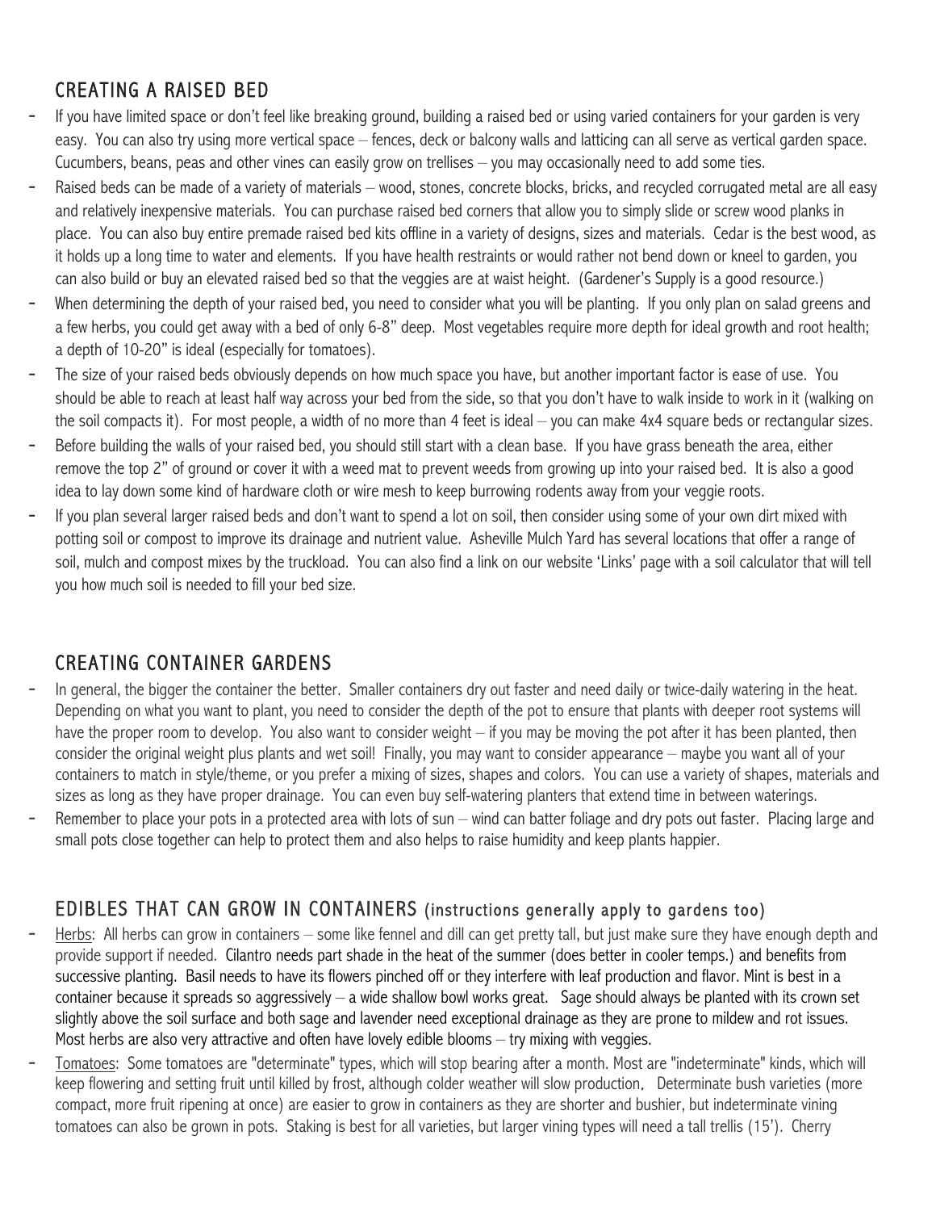## CREATING A RAISED BED

- If you have limited space or don't feel like breaking ground, building a raised bed or using varied containers for your garden is very easy. You can also try using more vertical space – fences, deck or balcony walls and latticing can all serve as vertical garden space. Cucumbers, beans, peas and other vines can easily grow on trellises – you may occasionally need to add some ties.
- Raised beds can be made of a variety of materials – wood, stones, concrete blocks, bricks, and recycled corrugated metal are all easy and relatively inexpensive materials. You can purchase raised bed corners that allow you to simply slide or screw wood planks in place. You can also buy entire premade raised bed kits offline in a variety of designs, sizes and materials. Cedar is the best wood, as it holds up a long time to water and elements. If you have health restraints or would rather not bend down or kneel to garden, you can also build or buy an elevated raised bed so that the veggies are at waist height. (Gardener's Supply is a good resource.)
- When determining the depth of your raised bed, you need to consider what you will be planting. If you only plan on salad greens and a few herbs, you could get away with a bed of only 6-8" deep. Most vegetables require more depth for ideal growth and root health; a depth of 10-20" is ideal (especially for tomatoes).
- The size of your raised beds obviously depends on how much space you have, but another important factor is ease of use. You should be able to reach at least half way across your bed from the side, so that you don't have to walk inside to work in it (walking on the soil compacts it). For most people, a width of no more than 4 feet is ideal – you can make 4x4 square beds or rectangular sizes.
- Before building the walls of your raised bed, you should still start with a clean base. If you have grass beneath the area, either remove the top 2" of ground or cover it with a weed mat to prevent weeds from growing up into your raised bed. It is also a good idea to lay down some kind of hardware cloth or wire mesh to keep burrowing rodents away from your veggie roots.
- If you plan several larger raised beds and don't want to spend a lot on soil, then consider using some of your own dirt mixed with potting soil or compost to improve its drainage and nutrient value. Asheville Mulch Yard has several locations that offer a range of soil, mulch and compost mixes by the truckload. You can also find a link on our website 'Links' page with a soil calculator that will tell you how much soil is needed to fill your bed size.

## CREATING CONTAINER GARDENS

- In general, the bigger the container the better. Smaller containers dry out faster and need daily or twice-daily watering in the heat. Depending on what you want to plant, you need to consider the depth of the pot to ensure that plants with deeper root systems will have the proper room to develop. You also want to consider weight – if you may be moving the pot after it has been planted, then consider the original weight plus plants and wet soil! Finally, you may want to consider appearance – maybe you want all of your containers to match in style/theme, or you prefer a mixing of sizes, shapes and colors. You can use a variety of shapes, materials and sizes as long as they have proper drainage. You can even buy self-watering planters that extend time in between waterings.
- Remember to place your pots in a protected area with lots of sun – wind can batter foliage and dry pots out faster. Placing large and small pots close together can help to protect them and also helps to raise humidity and keep plants happier.

## EDIBLES THAT CAN GROW IN CONTAINERS (instructions generally apply to gardens too)

- Herbs: All herbs can grow in containers – some like fennel and dill can get pretty tall, but just make sure they have enough depth and provide support if needed. Cilantro needs part shade in the heat of the summer (does better in cooler temps.) and benefits from successive planting. Basil needs to have its flowers pinched off or they interfere with leaf production and flavor. Mint is best in a container because it spreads so aggressively – a wide shallow bowl works great. Sage should always be planted with its crown set slightly above the soil surface and both sage and lavender need exceptional drainage as they are prone to mildew and rot issues. Most herbs are also very attractive and often have lovely edible blooms – try mixing with veggies.
- Tomatoes: Some tomatoes are "determinate" types, which will stop bearing after a month. Most are "indeterminate" kinds, which will keep flowering and setting fruit until killed by frost, although colder weather will slow production. Determinate bush varieties (more compact, more fruit ripening at once) are easier to grow in containers as they are shorter and bushier, but indeterminate vining tomatoes can also be grown in pots. Staking is best for all varieties, but larger vining types will need a tall trellis (15'). Cherry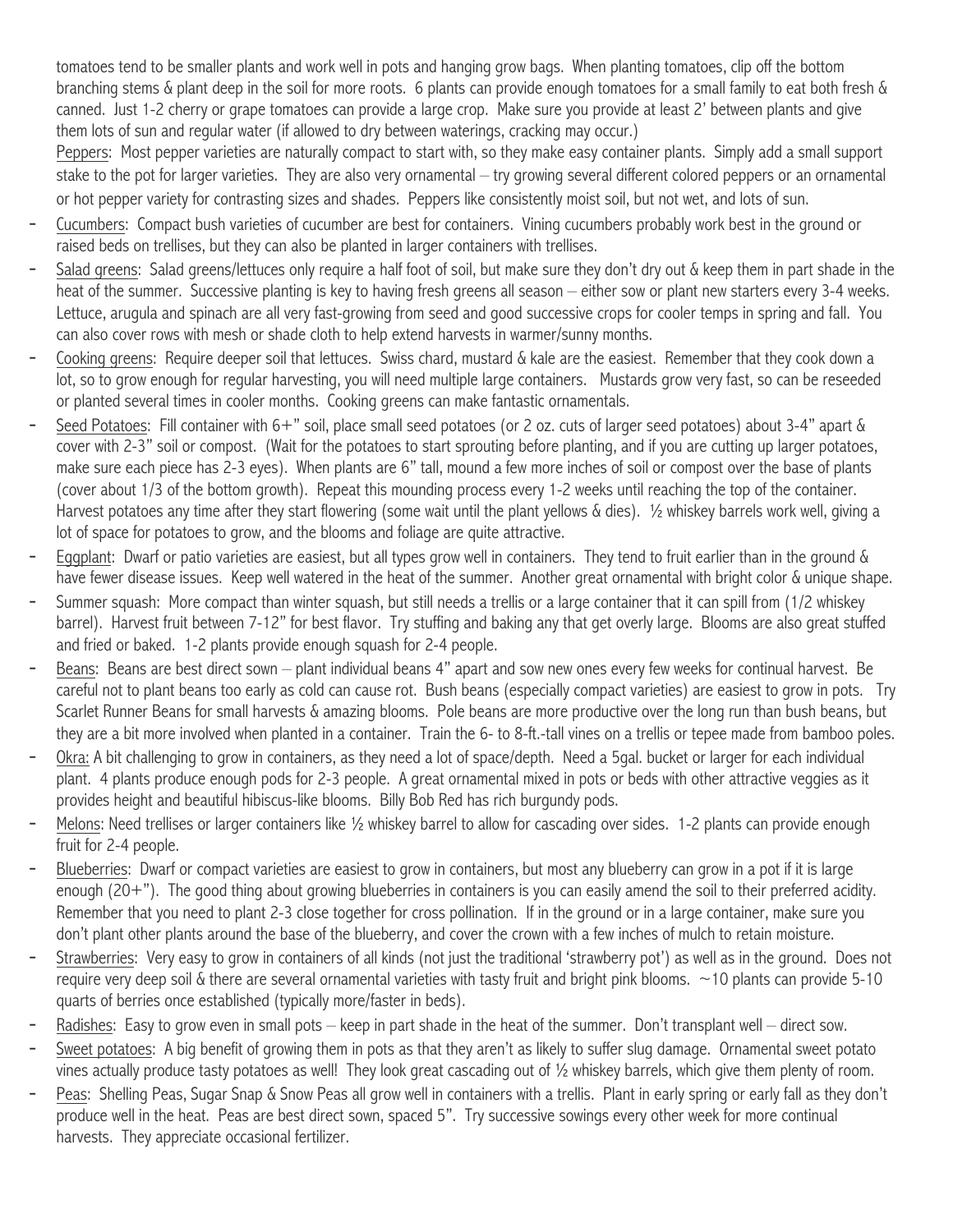tomatoes tend to be smaller plants and work well in pots and hanging grow bags. When planting tomatoes, clip off the bottom branching stems & plant deep in the soil for more roots. 6 plants can provide enough tomatoes for a small family to eat both fresh & canned. Just 1-2 cherry or grape tomatoes can provide a large crop. Make sure you provide at least 2' between plants and give them lots of sun and regular water (if allowed to dry between waterings, cracking may occur.)

<u>Peppers</u>: Most pepper varieties are naturally compact to start with, so they make easy container plants. Simply add a small support stake to the pot for larger varieties. They are also very ornamental – try growing several different colored peppers or an ornamental or hot pepper variety for contrasting sizes and shades. Peppers like consistently moist soil, but not wet, and lots of sun.

- <u>Cucumbers</u>: Compact bush varieties of cucumber are best for containers. Vining cucumbers probably work best in the ground or raised beds on trellises, but they can also be planted in larger containers with trellises.
- <u>Salad greens</u>: Salad greens/lettuces only require a half foot of soil, but make sure they don't dry out & keep them in part shade in the heat of the summer. Successive planting is key to having fresh greens all season – either sow or plant new starters every 3-4 weeks. Lettuce, arugula and spinach are all very fast-growing from seed and good successive crops for cooler temps in spring and fall. You can also cover rows with mesh or shade cloth to help extend harvests in warmer/sunny months.
- <u>Cooking greens</u>: Require deeper soil that lettuces. Swiss chard, mustard & kale are the easiest. Remember that they cook down a lot, so to grow enough for regular harvesting, you will need multiple large containers. Mustards grow very fast, so can be reseeded or planted several times in cooler months. Cooking greens can make fantastic ornamentals.
- <u>Seed Potatoes</u>: Fill container with 6+" soil, place small seed potatoes (or 2 oz. cuts of larger seed potatoes) about 3-4" apart & cover with 2-3" soil or compost. (Wait for the potatoes to start sprouting before planting, and if you are cutting up larger potatoes, make sure each piece has 2-3 eyes). When plants are 6" tall, mound a few more inches of soil or compost over the base of plants (cover about 1/3 of the bottom growth). Repeat this mounding process every 1-2 weeks until reaching the top of the container. Harvest potatoes any time after they start flowering (some wait until the plant yellows & dies). ½ whiskey barrels work well, giving a lot of space for potatoes to grow, and the blooms and foliage are quite attractive.
- <u>Eggplant</u>: Dwarf or patio varieties are easiest, but all types grow well in containers. They tend to fruit earlier than in the ground & have fewer disease issues. Keep well watered in the heat of the summer. Another great ornamental with bright color & unique shape.
- Summer squash: More compact than winter squash, but still needs a trellis or a large container that it can spill from (1/2 whiskey barrel). Harvest fruit between 7-12" for best flavor. Try stuffing and baking any that get overly large. Blooms are also great stuffed and fried or baked. 1-2 plants provide enough squash for 2-4 people.
- <u>Beans</u>: Beans are best direct sown – plant individual beans 4" apart and sow new ones every few weeks for continual harvest. Be careful not to plant beans too early as cold can cause rot. Bush beans (especially compact varieties) are easiest to grow in pots. Try Scarlet Runner Beans for small harvests & amazing blooms. Pole beans are more productive over the long run than bush beans, but they are a bit more involved when planted in a container. Train the 6- to 8-ft.-tall vines on a trellis or tepee made from bamboo poles.
- <u>Okra:</u> A bit challenging to grow in containers, as they need a lot of space/depth. Need a 5gal. bucket or larger for each individual plant. 4 plants produce enough pods for 2-3 people. A great ornamental mixed in pots or beds with other attractive veggies as it provides height and beautiful hibiscus-like blooms. Billy Bob Red has rich burgundy pods.
- <u>Melons</u>: Need trellises or larger containers like ½ whiskey barrel to allow for cascading over sides. 1-2 plants can provide enough fruit for 2-4 people.
- <u>Blueberries</u>: Dwarf or compact varieties are easiest to grow in containers, but most any blueberry can grow in a pot if it is large enough (20+"). The good thing about growing blueberries in containers is you can easily amend the soil to their preferred acidity. Remember that you need to plant 2-3 close together for cross pollination. If in the ground or in a large container, make sure you don't plant other plants around the base of the blueberry, and cover the crown with a few inches of mulch to retain moisture.
- <u>Strawberries</u>: Very easy to grow in containers of all kinds (not just the traditional 'strawberry pot') as well as in the ground. Does not require very deep soil & there are several ornamental varieties with tasty fruit and bright pink blooms. ~10 plants can provide 5-10 quarts of berries once established (typically more/faster in beds).
- <u>Radishes</u>: Easy to grow even in small pots – keep in part shade in the heat of the summer. Don't transplant well – direct sow.
- <u>Sweet potatoes</u>: A big benefit of growing them in pots as that they aren't as likely to suffer slug damage. Ornamental sweet potato vines actually produce tasty potatoes as well! They look great cascading out of ½ whiskey barrels, which give them plenty of room.
- <u>Peas</u>: Shelling Peas, Sugar Snap & Snow Peas all grow well in containers with a trellis. Plant in early spring or early fall as they don't produce well in the heat. Peas are best direct sown, spaced 5". Try successive sowings every other week for more continual harvests. They appreciate occasional fertilizer.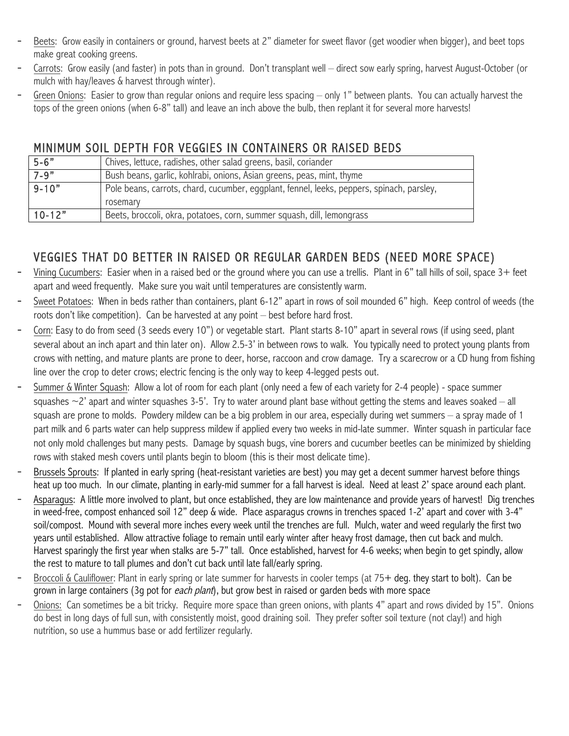- Beets: Grow easily in containers or ground, harvest beets at 2" diameter for sweet flavor (get woodier when bigger), and beet tops make great cooking greens.
- Carrots: Grow easily (and faster) in pots than in ground. Don't transplant well – direct sow early spring, harvest August-October (or mulch with hay/leaves & harvest through winter).
- Green Onions: Easier to grow than regular onions and require less spacing – only 1" between plants. You can actually harvest the tops of the green onions (when 6-8" tall) and leave an inch above the bulb, then replant it for several more harvests!

## MINIMUM SOIL DEPTH FOR VEGGIES IN CONTAINERS OR RAISED BEDS

| | |
|---|---|
| 5-6" | Chives, lettuce, radishes, other salad greens, basil, coriander |
| 7-9" | Bush beans, garlic, kohlrabi, onions, Asian greens, peas, mint, thyme |
| 9-10" | Pole beans, carrots, chard, cucumber, eggplant, fennel, leeks, peppers, spinach, parsley, rosemary |
| 10-12" | Beets, broccoli, okra, potatoes, corn, summer squash, dill, lemongrass |

## VEGGIES THAT DO BETTER IN RAISED OR REGULAR GARDEN BEDS (NEED MORE SPACE)

- Vining Cucumbers: Easier when in a raised bed or the ground where you can use a trellis. Plant in 6" tall hills of soil, space 3+ feet apart and weed frequently. Make sure you wait until temperatures are consistently warm.
- Sweet Potatoes: When in beds rather than containers, plant 6-12" apart in rows of soil mounded 6" high. Keep control of weeds (the roots don't like competition). Can be harvested at any point – best before hard frost.
- Corn: Easy to do from seed (3 seeds every 10") or vegetable start. Plant starts 8-10" apart in several rows (if using seed, plant several about an inch apart and thin later on). Allow 2.5-3' in between rows to walk. You typically need to protect young plants from crows with netting, and mature plants are prone to deer, horse, raccoon and crow damage. Try a scarecrow or a CD hung from fishing line over the crop to deter crows; electric fencing is the only way to keep 4-legged pests out.
- Summer & Winter Squash: Allow a lot of room for each plant (only need a few of each variety for 2-4 people) - space summer squashes ~2' apart and winter squashes 3-5'. Try to water around plant base without getting the stems and leaves soaked – all squash are prone to molds. Powdery mildew can be a big problem in our area, especially during wet summers – a spray made of 1 part milk and 6 parts water can help suppress mildew if applied every two weeks in mid-late summer. Winter squash in particular face not only mold challenges but many pests. Damage by squash bugs, vine borers and cucumber beetles can be minimized by shielding rows with staked mesh covers until plants begin to bloom (this is their most delicate time).
- Brussels Sprouts: If planted in early spring (heat-resistant varieties are best) you may get a decent summer harvest before things heat up too much. In our climate, planting in early-mid summer for a fall harvest is ideal. Need at least 2' space around each plant.
- Asparagus: A little more involved to plant, but once established, they are low maintenance and provide years of harvest! Dig trenches in weed-free, compost enhanced soil 12" deep & wide. Place asparagus crowns in trenches spaced 1-2' apart and cover with 3-4" soil/compost. Mound with several more inches every week until the trenches are full. Mulch, water and weed regularly the first two years until established. Allow attractive foliage to remain until early winter after heavy frost damage, then cut back and mulch. Harvest sparingly the first year when stalks are 5-7" tall. Once established, harvest for 4-6 weeks; when begin to get spindly, allow the rest to mature to tall plumes and don't cut back until late fall/early spring.
- Broccoli & Cauliflower: Plant in early spring or late summer for harvests in cooler temps (at 75+ deg. they start to bolt). Can be grown in large containers (3g pot for *each plant*), but grow best in raised or garden beds with more space
- Onions: Can sometimes be a bit tricky. Require more space than green onions, with plants 4" apart and rows divided by 15". Onions do best in long days of full sun, with consistently moist, good draining soil. They prefer softer soil texture (not clay!) and high nutrition, so use a hummus base or add fertilizer regularly.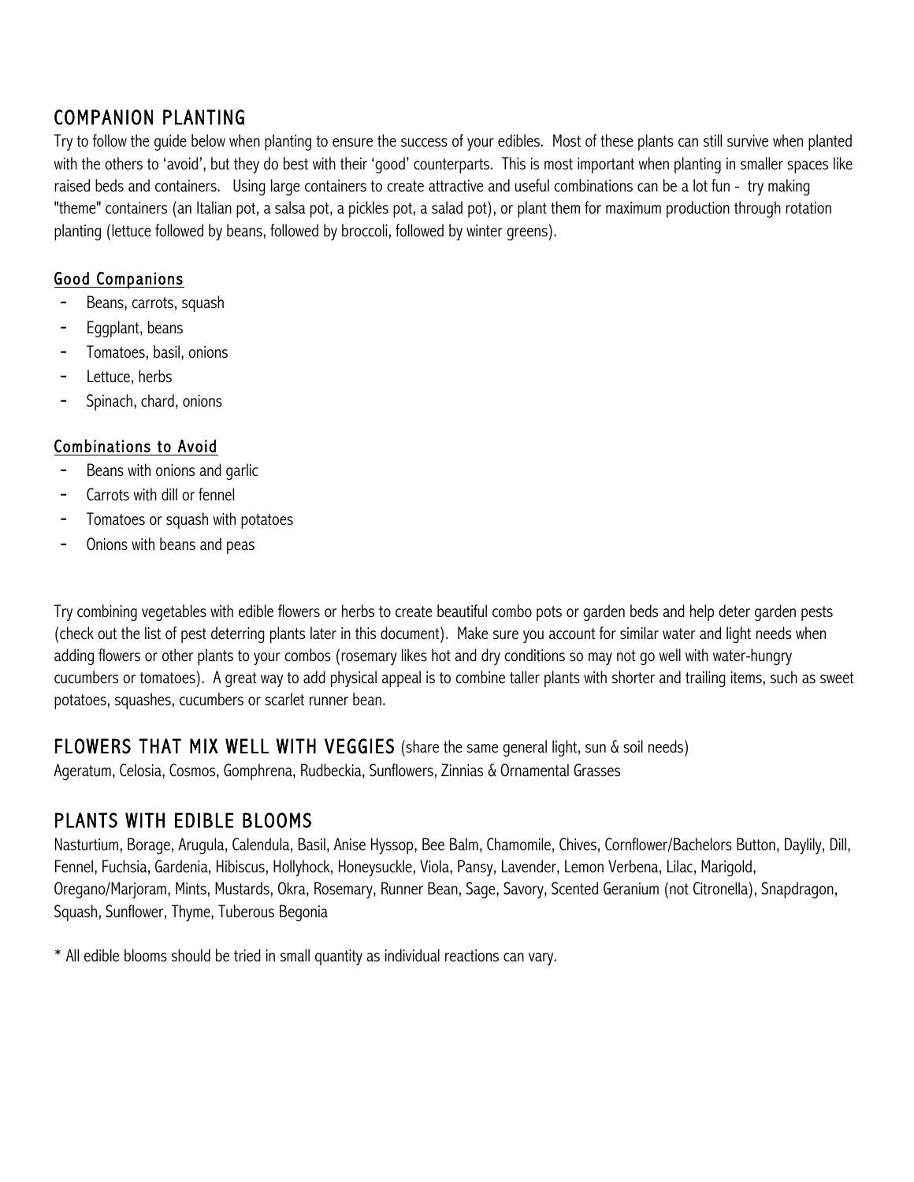## COMPANION PLANTING

Try to follow the guide below when planting to ensure the success of your edibles. Most of these plants can still survive when planted with the others to 'avoid', but they do best with their 'good' counterparts. This is most important when planting in smaller spaces like raised beds and containers. Using large containers to create attractive and useful combinations can be a lot fun - try making "theme" containers (an Italian pot, a salsa pot, a pickles pot, a salad pot), or plant them for maximum production through rotation planting (lettuce followed by beans, followed by broccoli, followed by winter greens).

### Good Companions

- Beans, carrots, squash
- Eggplant, beans
- Tomatoes, basil, onions
- Lettuce, herbs
- Spinach, chard, onions

### Combinations to Avoid

- Beans with onions and garlic
- Carrots with dill or fennel
- Tomatoes or squash with potatoes
- Onions with beans and peas

Try combining vegetables with edible flowers or herbs to create beautiful combo pots or garden beds and help deter garden pests (check out the list of pest deterring plants later in this document). Make sure you account for similar water and light needs when adding flowers or other plants to your combos (rosemary likes hot and dry conditions so may not go well with water-hungry cucumbers or tomatoes). A great way to add physical appeal is to combine taller plants with shorter and trailing items, such as sweet potatoes, squashes, cucumbers or scarlet runner bean.

## FLOWERS THAT MIX WELL WITH VEGGIES (share the same general light, sun & soil needs)

Ageratum, Celosia, Cosmos, Gomphrena, Rudbeckia, Sunflowers, Zinnias & Ornamental Grasses

## PLANTS WITH EDIBLE BLOOMS

Nasturtium, Borage, Arugula, Calendula, Basil, Anise Hyssop, Bee Balm, Chamomile, Chives, Cornflower/Bachelors Button, Daylily, Dill, Fennel, Fuchsia, Gardenia, Hibiscus, Hollyhock, Honeysuckle, Viola, Pansy, Lavender, Lemon Verbena, Lilac, Marigold, Oregano/Marjoram, Mints, Mustards, Okra, Rosemary, Runner Bean, Sage, Savory, Scented Geranium (not Citronella), Snapdragon, Squash, Sunflower, Thyme, Tuberous Begonia

* All edible blooms should be tried in small quantity as individual reactions can vary.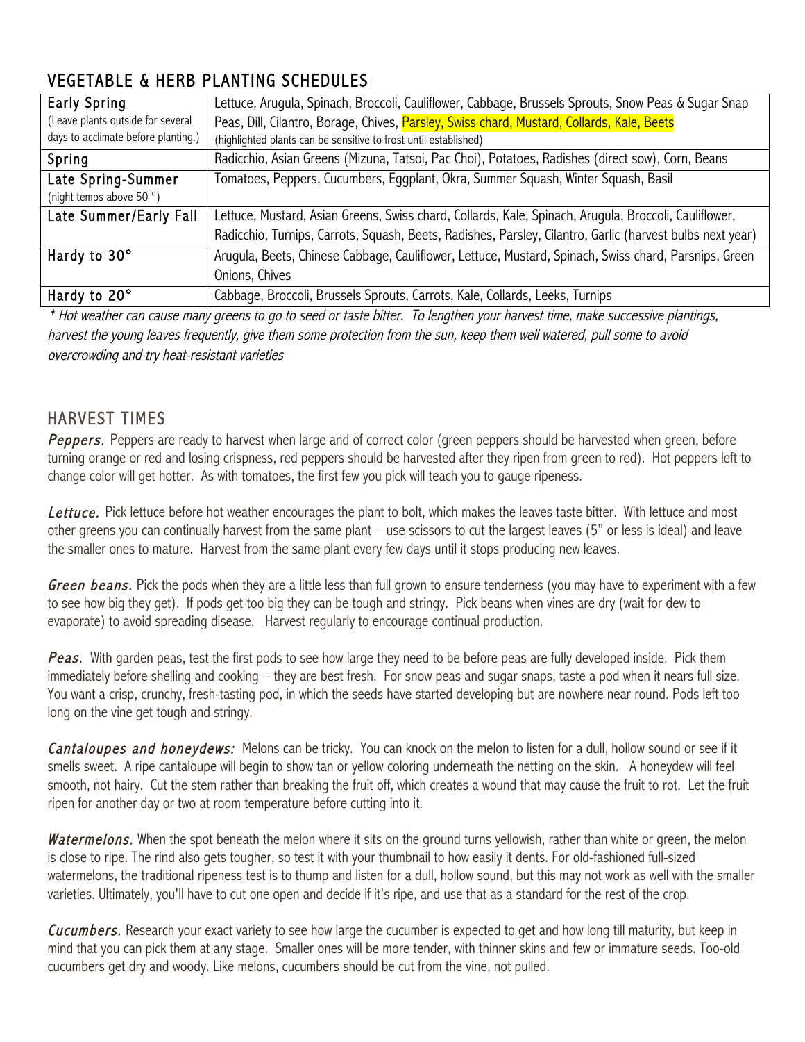## VEGETABLE & HERB PLANTING SCHEDULES

| | |
|---|---|
| Early Spring (Leave plants outside for several days to acclimate before planting.) | Lettuce, Arugula, Spinach, Broccoli, Cauliflower, Cabbage, Brussels Sprouts, Snow Peas & Sugar Snap Peas, Dill, Cilantro, Borage, Chives, Parsley, Swiss chard, Mustard, Collards, Kale, Beets (highlighted plants can be sensitive to frost until established) |
| Spring | Radicchio, Asian Greens (Mizuna, Tatsoi, Pac Choi), Potatoes, Radishes (direct sow), Corn, Beans |
| Late Spring-Summer (night temps above 50 °) | Tomatoes, Peppers, Cucumbers, Eggplant, Okra, Summer Squash, Winter Squash, Basil |
| Late Summer/Early Fall | Lettuce, Mustard, Asian Greens, Swiss chard, Collards, Kale, Spinach, Arugula, Broccoli, Cauliflower, Radicchio, Turnips, Carrots, Squash, Beets, Radishes, Parsley, Cilantro, Garlic (harvest bulbs next year) |
| Hardy to 30° | Arugula, Beets, Chinese Cabbage, Cauliflower, Lettuce, Mustard, Spinach, Swiss chard, Parsnips, Green Onions, Chives |
| Hardy to 20° | Cabbage, Broccoli, Brussels Sprouts, Carrots, Kale, Collards, Leeks, Turnips |

*\* Hot weather can cause many greens to go to seed or taste bitter. To lengthen your harvest time, make successive plantings, harvest the young leaves frequently, give them some protection from the sun, keep them well watered, pull some to avoid overcrowding and try heat-resistant varieties*

## HARVEST TIMES

*Peppers.* Peppers are ready to harvest when large and of correct color (green peppers should be harvested when green, before turning orange or red and losing crispness, red peppers should be harvested after they ripen from green to red). Hot peppers left to change color will get hotter. As with tomatoes, the first few you pick will teach you to gauge ripeness.

*Lettuce.* Pick lettuce before hot weather encourages the plant to bolt, which makes the leaves taste bitter. With lettuce and most other greens you can continually harvest from the same plant – use scissors to cut the largest leaves (5" or less is ideal) and leave the smaller ones to mature. Harvest from the same plant every few days until it stops producing new leaves.

*Green beans.* Pick the pods when they are a little less than full grown to ensure tenderness (you may have to experiment with a few to see how big they get). If pods get too big they can be tough and stringy. Pick beans when vines are dry (wait for dew to evaporate) to avoid spreading disease. Harvest regularly to encourage continual production.

*Peas.* With garden peas, test the first pods to see how large they need to be before peas are fully developed inside. Pick them immediately before shelling and cooking – they are best fresh. For snow peas and sugar snaps, taste a pod when it nears full size. You want a crisp, crunchy, fresh-tasting pod, in which the seeds have started developing but are nowhere near round. Pods left too long on the vine get tough and stringy.

*Cantaloupes and honeydews:* Melons can be tricky. You can knock on the melon to listen for a dull, hollow sound or see if it smells sweet. A ripe cantaloupe will begin to show tan or yellow coloring underneath the netting on the skin. A honeydew will feel smooth, not hairy. Cut the stem rather than breaking the fruit off, which creates a wound that may cause the fruit to rot. Let the fruit ripen for another day or two at room temperature before cutting into it.

*Watermelons.* When the spot beneath the melon where it sits on the ground turns yellowish, rather than white or green, the melon is close to ripe. The rind also gets tougher, so test it with your thumbnail to how easily it dents. For old-fashioned full-sized watermelons, the traditional ripeness test is to thump and listen for a dull, hollow sound, but this may not work as well with the smaller varieties. Ultimately, you'll have to cut one open and decide if it's ripe, and use that as a standard for the rest of the crop.

*Cucumbers.* Research your exact variety to see how large the cucumber is expected to get and how long till maturity, but keep in mind that you can pick them at any stage. Smaller ones will be more tender, with thinner skins and few or immature seeds. Too-old cucumbers get dry and woody. Like melons, cucumbers should be cut from the vine, not pulled.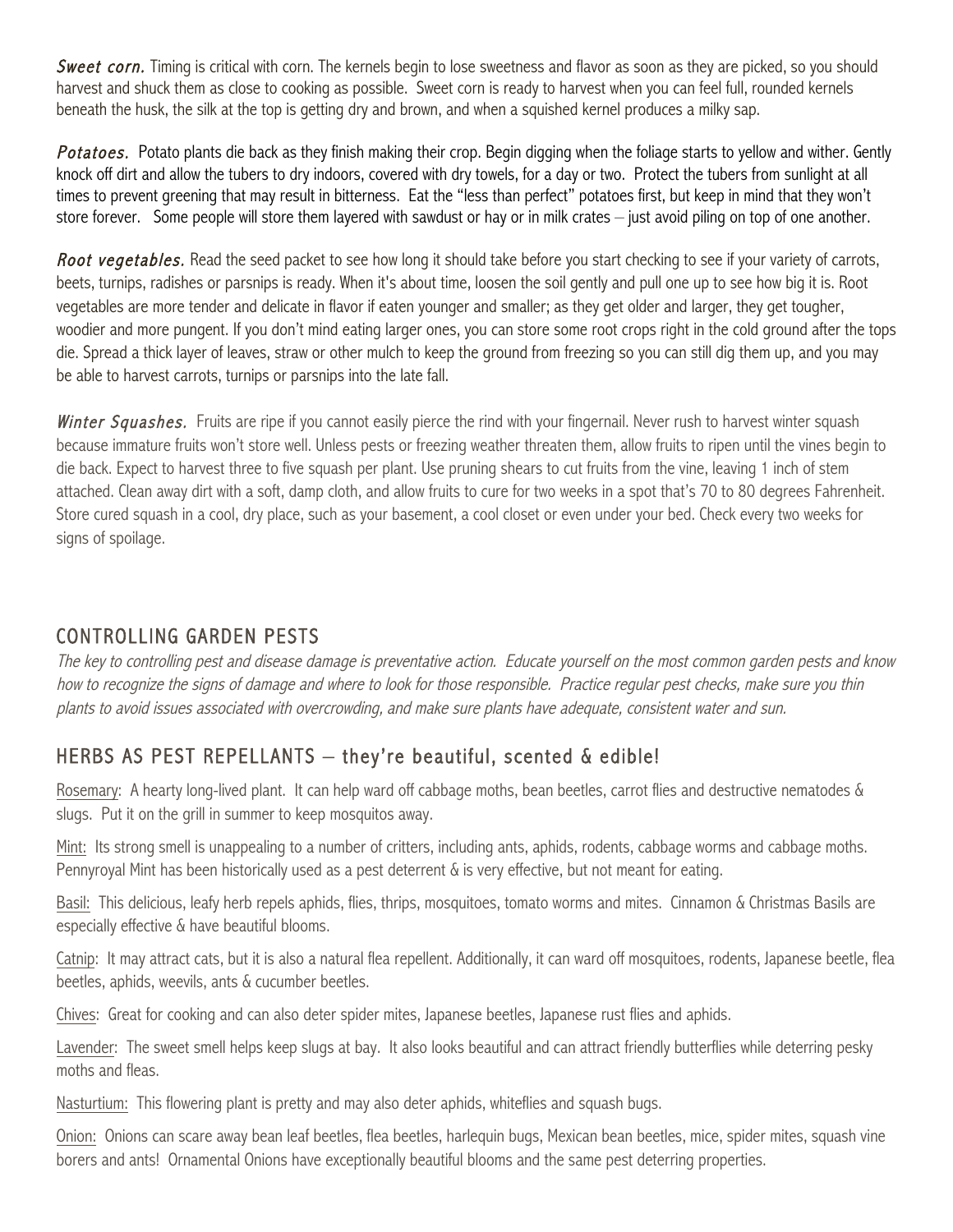***Sweet corn.*** Timing is critical with corn. The kernels begin to lose sweetness and flavor as soon as they are picked, so you should harvest and shuck them as close to cooking as possible. Sweet corn is ready to harvest when you can feel full, rounded kernels beneath the husk, the silk at the top is getting dry and brown, and when a squished kernel produces a milky sap.

***Potatoes.*** Potato plants die back as they finish making their crop. Begin digging when the foliage starts to yellow and wither. Gently knock off dirt and allow the tubers to dry indoors, covered with dry towels, for a day or two. Protect the tubers from sunlight at all times to prevent greening that may result in bitterness. Eat the "less than perfect" potatoes first, but keep in mind that they won't store forever. Some people will store them layered with sawdust or hay or in milk crates – just avoid piling on top of one another.

***Root vegetables.*** Read the seed packet to see how long it should take before you start checking to see if your variety of carrots, beets, turnips, radishes or parsnips is ready. When it's about time, loosen the soil gently and pull one up to see how big it is. Root vegetables are more tender and delicate in flavor if eaten younger and smaller; as they get older and larger, they get tougher, woodier and more pungent. If you don't mind eating larger ones, you can store some root crops right in the cold ground after the tops die. Spread a thick layer of leaves, straw or other mulch to keep the ground from freezing so you can still dig them up, and you may be able to harvest carrots, turnips or parsnips into the late fall.

***Winter Squashes.*** Fruits are ripe if you cannot easily pierce the rind with your fingernail. Never rush to harvest winter squash because immature fruits won't store well. Unless pests or freezing weather threaten them, allow fruits to ripen until the vines begin to die back. Expect to harvest three to five squash per plant. Use pruning shears to cut fruits from the vine, leaving 1 inch of stem attached. Clean away dirt with a soft, damp cloth, and allow fruits to cure for two weeks in a spot that's 70 to 80 degrees Fahrenheit. Store cured squash in a cool, dry place, such as your basement, a cool closet or even under your bed. Check every two weeks for signs of spoilage.

## CONTROLLING GARDEN PESTS

*The key to controlling pest and disease damage is preventative action. Educate yourself on the most common garden pests and know how to recognize the signs of damage and where to look for those responsible. Practice regular pest checks, make sure you thin plants to avoid issues associated with overcrowding, and make sure plants have adequate, consistent water and sun.*

## HERBS AS PEST REPELLANTS – they're beautiful, scented & edible!

Rosemary: A hearty long-lived plant. It can help ward off cabbage moths, bean beetles, carrot flies and destructive nematodes & slugs. Put it on the grill in summer to keep mosquitos away.

Mint: Its strong smell is unappealing to a number of critters, including ants, aphids, rodents, cabbage worms and cabbage moths. Pennyroyal Mint has been historically used as a pest deterrent & is very effective, but not meant for eating.

Basil: This delicious, leafy herb repels aphids, flies, thrips, mosquitoes, tomato worms and mites. Cinnamon & Christmas Basils are especially effective & have beautiful blooms.

Catnip: It may attract cats, but it is also a natural flea repellent. Additionally, it can ward off mosquitoes, rodents, Japanese beetle, flea beetles, aphids, weevils, ants & cucumber beetles.

Chives: Great for cooking and can also deter spider mites, Japanese beetles, Japanese rust flies and aphids.

Lavender: The sweet smell helps keep slugs at bay. It also looks beautiful and can attract friendly butterflies while deterring pesky moths and fleas.

Nasturtium: This flowering plant is pretty and may also deter aphids, whiteflies and squash bugs.

Onion: Onions can scare away bean leaf beetles, flea beetles, harlequin bugs, Mexican bean beetles, mice, spider mites, squash vine borers and ants! Ornamental Onions have exceptionally beautiful blooms and the same pest deterring properties.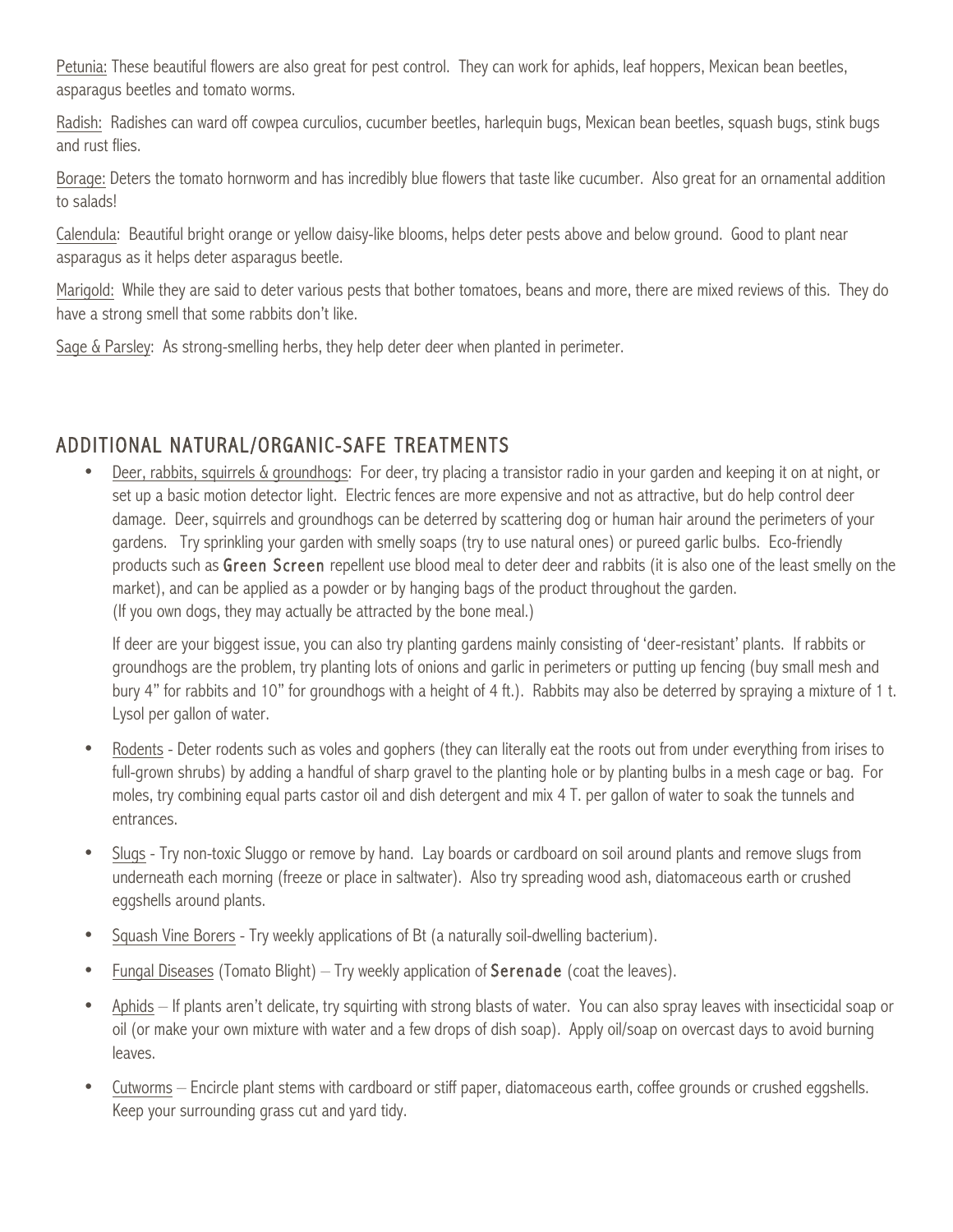Petunia: These beautiful flowers are also great for pest control. They can work for aphids, leaf hoppers, Mexican bean beetles, asparagus beetles and tomato worms.

Radish: Radishes can ward off cowpea curculios, cucumber beetles, harlequin bugs, Mexican bean beetles, squash bugs, stink bugs and rust flies.

Borage: Deters the tomato hornworm and has incredibly blue flowers that taste like cucumber. Also great for an ornamental addition to salads!

Calendula: Beautiful bright orange or yellow daisy-like blooms, helps deter pests above and below ground. Good to plant near asparagus as it helps deter asparagus beetle.

Marigold: While they are said to deter various pests that bother tomatoes, beans and more, there are mixed reviews of this. They do have a strong smell that some rabbits don't like.

Sage & Parsley: As strong-smelling herbs, they help deter deer when planted in perimeter.

## ADDITIONAL NATURAL/ORGANIC-SAFE TREATMENTS

- Deer, rabbits, squirrels & groundhogs: For deer, try placing a transistor radio in your garden and keeping it on at night, or set up a basic motion detector light. Electric fences are more expensive and not as attractive, but do help control deer damage. Deer, squirrels and groundhogs can be deterred by scattering dog or human hair around the perimeters of your gardens. Try sprinkling your garden with smelly soaps (try to use natural ones) or pureed garlic bulbs. Eco-friendly products such as **Green Screen** repellent use blood meal to deter deer and rabbits (it is also one of the least smelly on the market), and can be applied as a powder or by hanging bags of the product throughout the garden. (If you own dogs, they may actually be attracted by the bone meal.)

  If deer are your biggest issue, you can also try planting gardens mainly consisting of 'deer-resistant' plants. If rabbits or groundhogs are the problem, try planting lots of onions and garlic in perimeters or putting up fencing (buy small mesh and bury 4" for rabbits and 10" for groundhogs with a height of 4 ft.). Rabbits may also be deterred by spraying a mixture of 1 t. Lysol per gallon of water.

- Rodents - Deter rodents such as voles and gophers (they can literally eat the roots out from under everything from irises to full-grown shrubs) by adding a handful of sharp gravel to the planting hole or by planting bulbs in a mesh cage or bag. For moles, try combining equal parts castor oil and dish detergent and mix 4 T. per gallon of water to soak the tunnels and entrances.

- Slugs - Try non-toxic Sluggo or remove by hand. Lay boards or cardboard on soil around plants and remove slugs from underneath each morning (freeze or place in saltwater). Also try spreading wood ash, diatomaceous earth or crushed eggshells around plants.

- Squash Vine Borers - Try weekly applications of Bt (a naturally soil-dwelling bacterium).

- Fungal Diseases (Tomato Blight) – Try weekly application of **Serenade** (coat the leaves).

- Aphids – If plants aren't delicate, try squirting with strong blasts of water. You can also spray leaves with insecticidal soap or oil (or make your own mixture with water and a few drops of dish soap). Apply oil/soap on overcast days to avoid burning leaves.

- Cutworms – Encircle plant stems with cardboard or stiff paper, diatomaceous earth, coffee grounds or crushed eggshells. Keep your surrounding grass cut and yard tidy.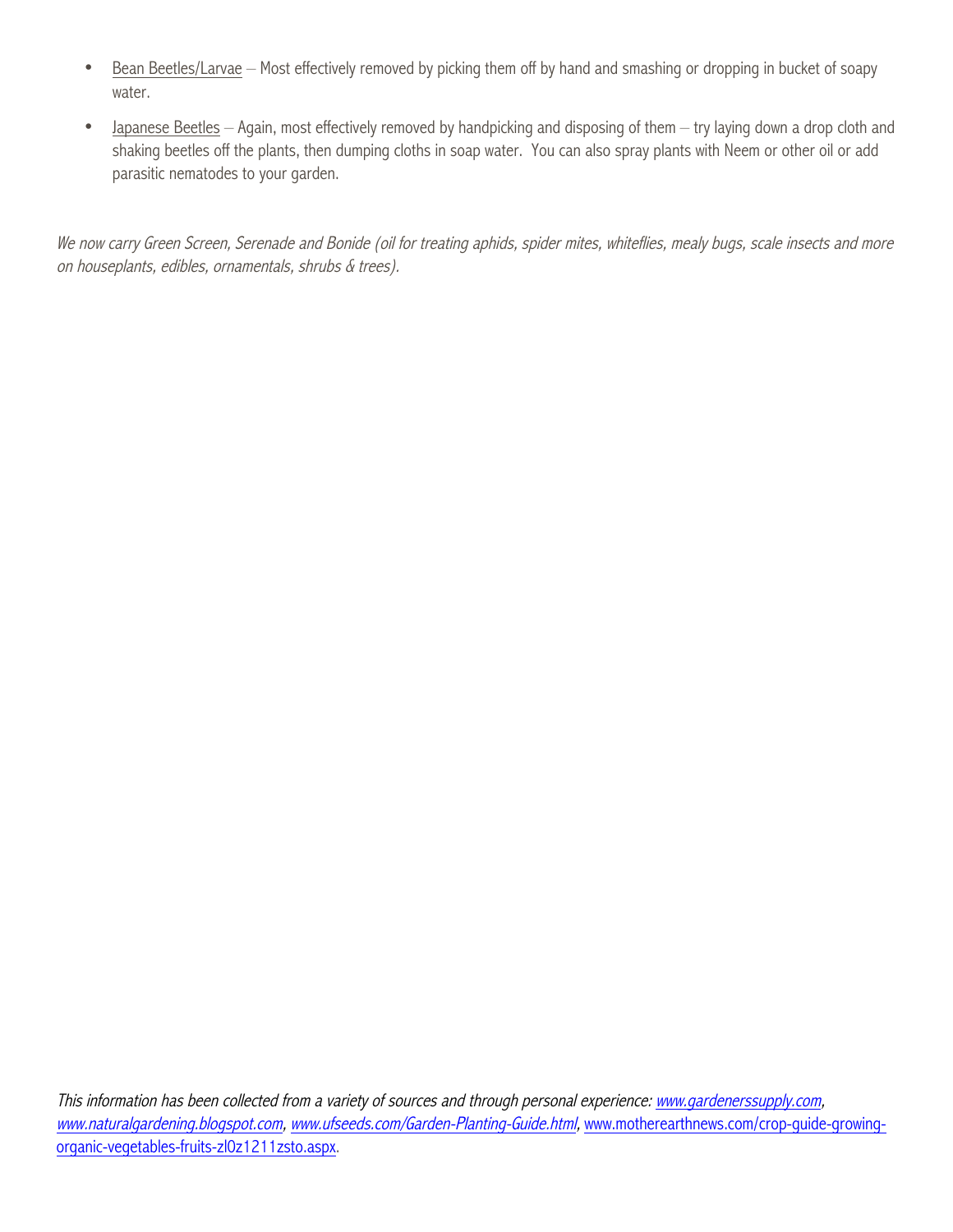- Bean Beetles/Larvae – Most effectively removed by picking them off by hand and smashing or dropping in bucket of soapy water.
- Japanese Beetles – Again, most effectively removed by handpicking and disposing of them – try laying down a drop cloth and shaking beetles off the plants, then dumping cloths in soap water. You can also spray plants with Neem or other oil or add parasitic nematodes to your garden.

*We now carry Green Screen, Serenade and Bonide (oil for treating aphids, spider mites, whiteflies, mealy bugs, scale insects and more on houseplants, edibles, ornamentals, shrubs & trees).*

*This information has been collected from a variety of sources and through personal experience: www.gardenerssupply.com, www.naturalgardening.blogspot.com, www.ufseeds.com/Garden-Planting-Guide.html,* www.motherearthnews.com/crop-guide-growing-organic-vegetables-fruits-zl0z1211zsto.aspx.